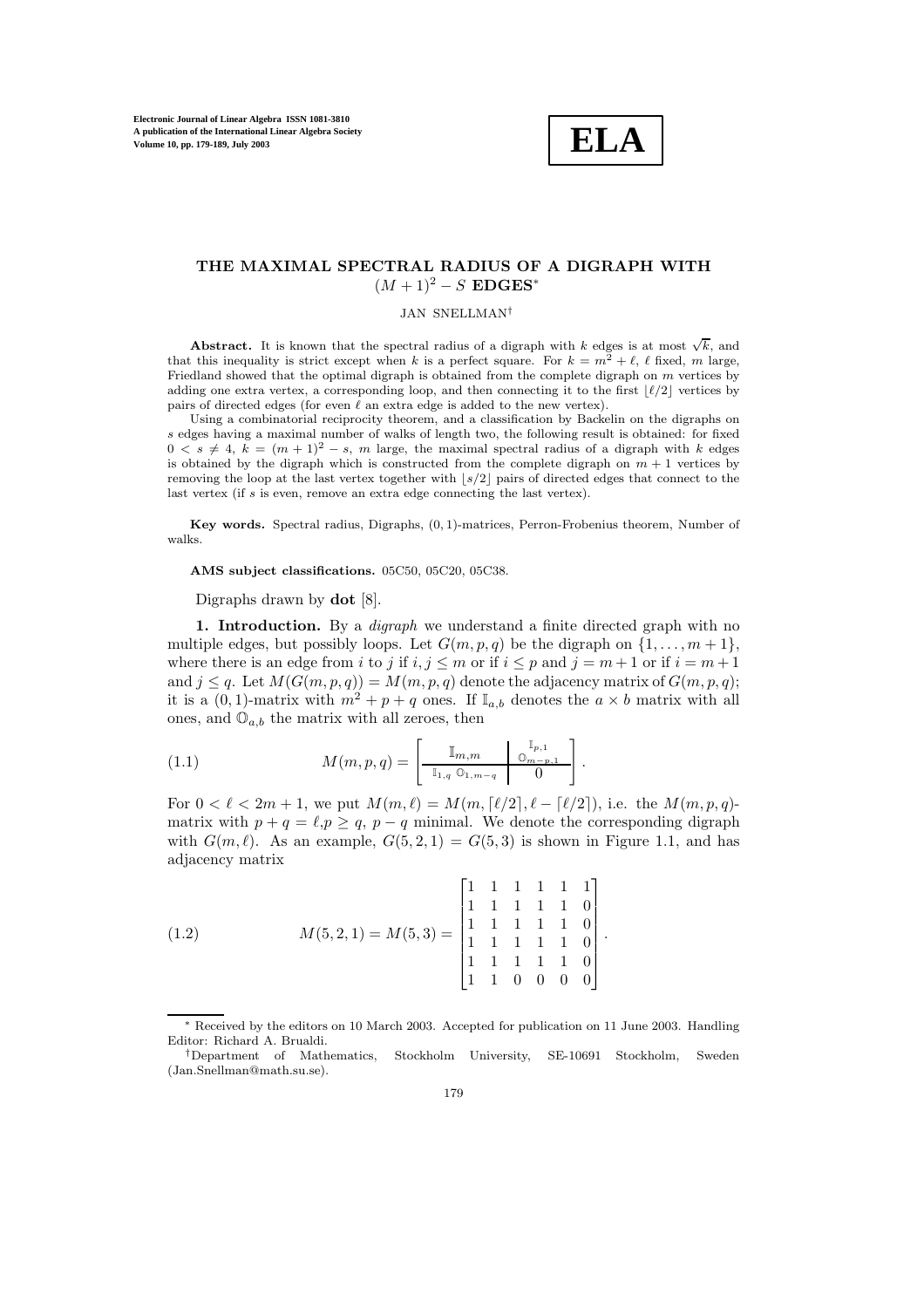# THE MAXIMAL SPECTRAL RADIUS OF A DIGRAPH WITH $(M+1)^2 - S$ EDGES*

JAN SNELLMAN†

**Abstract.** It is known that the spectral radius of a digraph with $k$ edges is at most $\sqrt{k}$, and that this inequality is strict except when $k$ is a perfect square. For $k = m^2 + \ell$, $\ell$ fixed, $m$ large, Friedland showed that the optimal digraph is obtained from the complete digraph on $m$ vertices by adding one extra vertex, a corresponding loop, and then connecting it to the first $\lfloor \ell/2 \rfloor$ vertices by pairs of directed edges (for even $\ell$ an extra edge is added to the new vertex).

Using a combinatorial reciprocity theorem, and a classification by Backelin on the digraphs on $s$ edges having a maximal number of walks of length two, the following result is obtained: for fixed $0 < s \neq 4$, $k = (m+1)^2 - s$, $m$ large, the maximal spectral radius of a digraph with $k$ edges is obtained by the digraph which is constructed from the complete digraph on $m+1$ vertices by removing the loop at the last vertex together with $\lfloor s/2 \rfloor$ pairs of directed edges that connect to the last vertex (if $s$ is even, remove an extra edge connecting the last vertex).

**Key words.** Spectral radius, Digraphs, (0, 1)-matrices, Perron-Frobenius theorem, Number of walks.

**AMS subject classifications.** 05C50, 05C20, 05C38.

Digraphs drawn by **dot** [8].

**1. Introduction.** By a *digraph* we understand a finite directed graph with no multiple edges, but possibly loops. Let $G(m, p, q)$ be the digraph on $\{1, \ldots, m+1\}$, where there is an edge from $i$ to $j$ if $i, j \leq m$ or if $i \leq p$ and $j = m+1$ or if $i = m+1$ and $j \leq q$. Let $M(G(m, p, q)) = M(m, p, q)$ denote the adjacency matrix of $G(m, p, q)$; it is a $(0, 1)$-matrix with $m^2 + p + q$ ones. If $\mathbb{I}_{a,b}$ denotes the $a \times b$ matrix with all ones, and $\mathbb{O}_{a,b}$ the matrix with all zeroes, then

$$M(m, p, q) = \left[ \begin{array}{c|c} \mathbb{I}_{m,m} & \begin{array}{c} \mathbb{I}_{p,1} \\ \mathbb{O}_{m-p,1} \end{array} \\ \hline \mathbb{I}_{1,q} \ \mathbb{O}_{1,m-q} & 0 \end{array} \right]. \tag{1.1}$$

For $0 < \ell < 2m+1$, we put $M(m, \ell) = M(m, \lceil \ell/2 \rceil, \ell - \lceil \ell/2 \rceil)$, i.e. the $M(m, p, q)$-matrix with $p + q = \ell, p \geq q$, $p - q$ minimal. We denote the corresponding digraph with $G(m, \ell)$. As an example, $G(5, 2, 1) = G(5, 3)$ is shown in Figure 1.1, and has adjacency matrix

$$M(5, 2, 1) = M(5, 3) = \begin{bmatrix} 1 & 1 & 1 & 1 & 1 & 1 \\ 1 & 1 & 1 & 1 & 1 & 0 \\ 1 & 1 & 1 & 1 & 1 & 0 \\ 1 & 1 & 1 & 1 & 1 & 0 \\ 1 & 1 & 1 & 1 & 1 & 0 \\ 1 & 1 & 0 & 0 & 0 & 0 \end{bmatrix}. \tag{1.2}$$

---

* Received by the editors on 10 March 2003. Accepted for publication on 11 June 2003. Handling Editor: Richard A. Brualdi.

† Department of Mathematics, Stockholm University, SE-10691 Stockholm, Sweden (Jan.Snellman@math.su.se).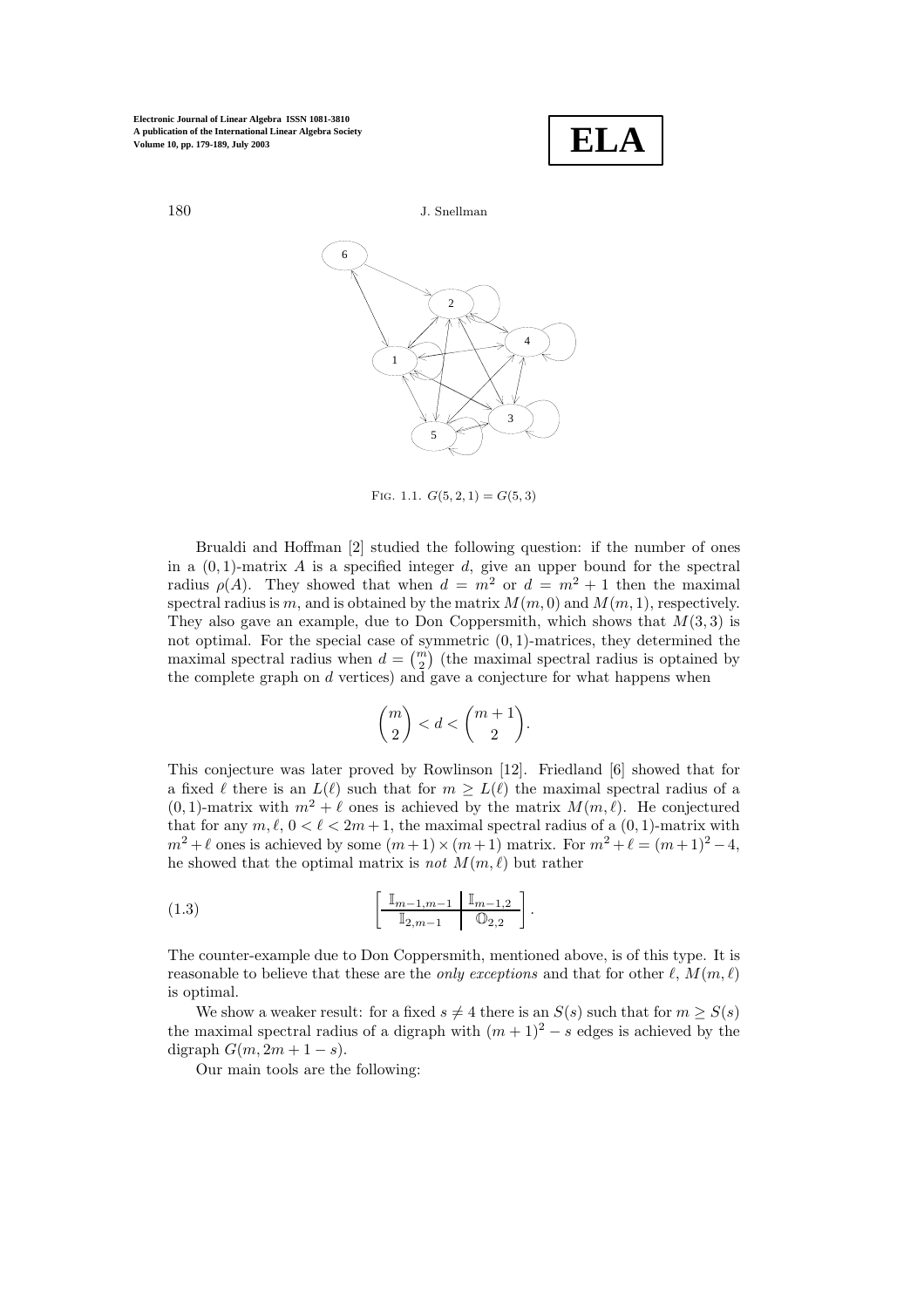FIG. 1.1. $G(5,2,1) = G(5,3)$

Brualdi and Hoffman [2] studied the following question: if the number of ones in a $(0,1)$-matrix $A$ is a specified integer $d$, give an upper bound for the spectral radius $\rho(A)$. They showed that when $d = m^2$ or $d = m^2 + 1$ then the maximal spectral radius is $m$, and is obtained by the matrix $M(m,0)$ and $M(m,1)$, respectively. They also gave an example, due to Don Coppersmith, which shows that $M(3,3)$ is not optimal. For the special case of symmetric $(0,1)$-matrices, they determined the maximal spectral radius when $d = \binom{m}{2}$ (the maximal spectral radius is optained by the complete graph on $d$ vertices) and gave a conjecture for what happens when

$$\binom{m}{2} < d < \binom{m+1}{2}.$$

This conjecture was later proved by Rowlinson [12]. Friedland [6] showed that for a fixed $\ell$ there is an $L(\ell)$ such that for $m \geq L(\ell)$ the maximal spectral radius of a $(0,1)$-matrix with $m^2 + \ell$ ones is achieved by the matrix $M(m,\ell)$. He conjectured that for any $m, \ell$, $0 < \ell < 2m+1$, the maximal spectral radius of a $(0,1)$-matrix with $m^2 + \ell$ ones is achieved by some $(m+1) \times (m+1)$ matrix. For $m^2 + \ell = (m+1)^2 - 4$, he showed that the optimal matrix is *not* $M(m,\ell)$ but rather

$$\left[\begin{array}{c|c} \mathbb{I}_{m-1,m-1} & \mathbb{I}_{m-1,2} \\ \hline \mathbb{I}_{2,m-1} & \mathbb{O}_{2,2} \end{array}\right]. \tag{1.3}$$

The counter-example due to Don Coppersmith, mentioned above, is of this type. It is reasonable to believe that these are the *only exceptions* and that for other $\ell$, $M(m,\ell)$ is optimal.

We show a weaker result: for a fixed $s \neq 4$ there is an $S(s)$ such that for $m \geq S(s)$ the maximal spectral radius of a digraph with $(m+1)^2 - s$ edges is achieved by the digraph $G(m, 2m+1-s)$.

Our main tools are the following: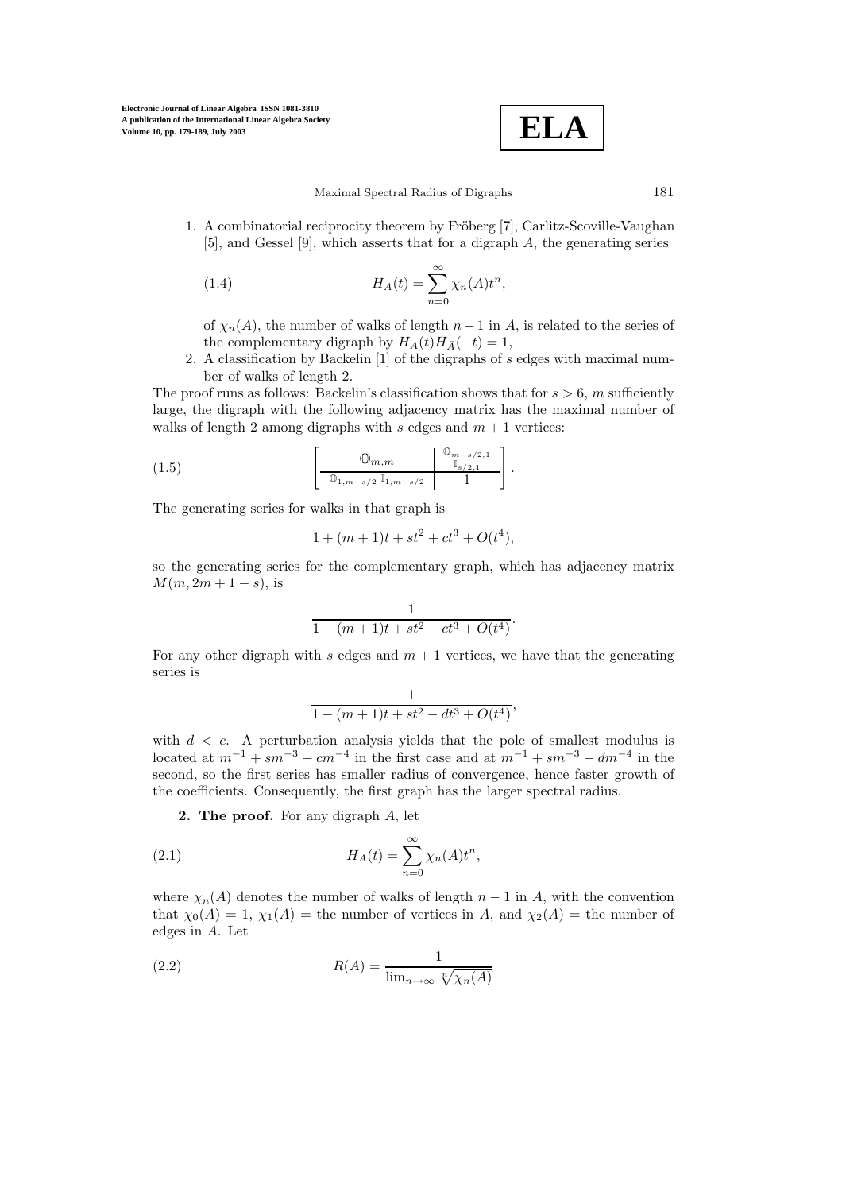1. A combinatorial reciprocity theorem by Fröberg [7], Carlitz-Scoville-Vaughan [5], and Gessel [9], which asserts that for a digraph $A$, the generating series

$$H_A(t) = \sum_{n=0}^{\infty} \chi_n(A) t^n, \tag{1.4}$$

of $\chi_n(A)$, the number of walks of length $n-1$ in $A$, is related to the series of the complementary digraph by $H_A(t)H_{\bar{A}}(-t) = 1$,
2. A classification by Backelin [1] of the digraphs of $s$ edges with maximal number of walks of length 2.

The proof runs as follows: Backelin's classification shows that for $s > 6$, $m$ sufficiently large, the digraph with the following adjacency matrix has the maximal number of walks of length 2 among digraphs with $s$ edges and $m+1$ vertices:

$$\left[ \begin{array}{c|c} \mathbb{O}_{m,m} & \begin{array}{c} \mathbb{O}_{m-s/2,1} \\ \mathbb{I}_{s/2,1} \end{array} \\ \hline \mathbb{O}_{1,m-s/2} \ \mathbb{I}_{1,m-s/2} & 1 \end{array} \right]. \tag{1.5}$$

The generating series for walks in that graph is

$$1 + (m+1)t + st^2 + ct^3 + O(t^4),$$

so the generating series for the complementary graph, which has adjacency matrix $M(m, 2m+1-s)$, is

$$\frac{1}{1-(m+1)t + st^2 - ct^3 + O(t^4)}.$$

For any other digraph with $s$ edges and $m+1$ vertices, we have that the generating series is

$$\frac{1}{1-(m+1)t + st^2 - dt^3 + O(t^4)},$$

with $d < c$. A perturbation analysis yields that the pole of smallest modulus is located at $m^{-1} + sm^{-3} - cm^{-4}$ in the first case and at $m^{-1} + sm^{-3} - dm^{-4}$ in the second, so the first series has smaller radius of convergence, hence faster growth of the coefficients. Consequently, the first graph has the larger spectral radius.

## 2. The proof.

For any digraph $A$, let

$$H_A(t) = \sum_{n=0}^{\infty} \chi_n(A) t^n, \tag{2.1}$$

where $\chi_n(A)$ denotes the number of walks of length $n-1$ in $A$, with the convention that $\chi_0(A) = 1$, $\chi_1(A) =$ the number of vertices in $A$, and $\chi_2(A) =$ the number of edges in $A$. Let

$$R(A) = \frac{1}{\lim_{n\to\infty} \sqrt[n]{\chi_n(A)}} \tag{2.2}$$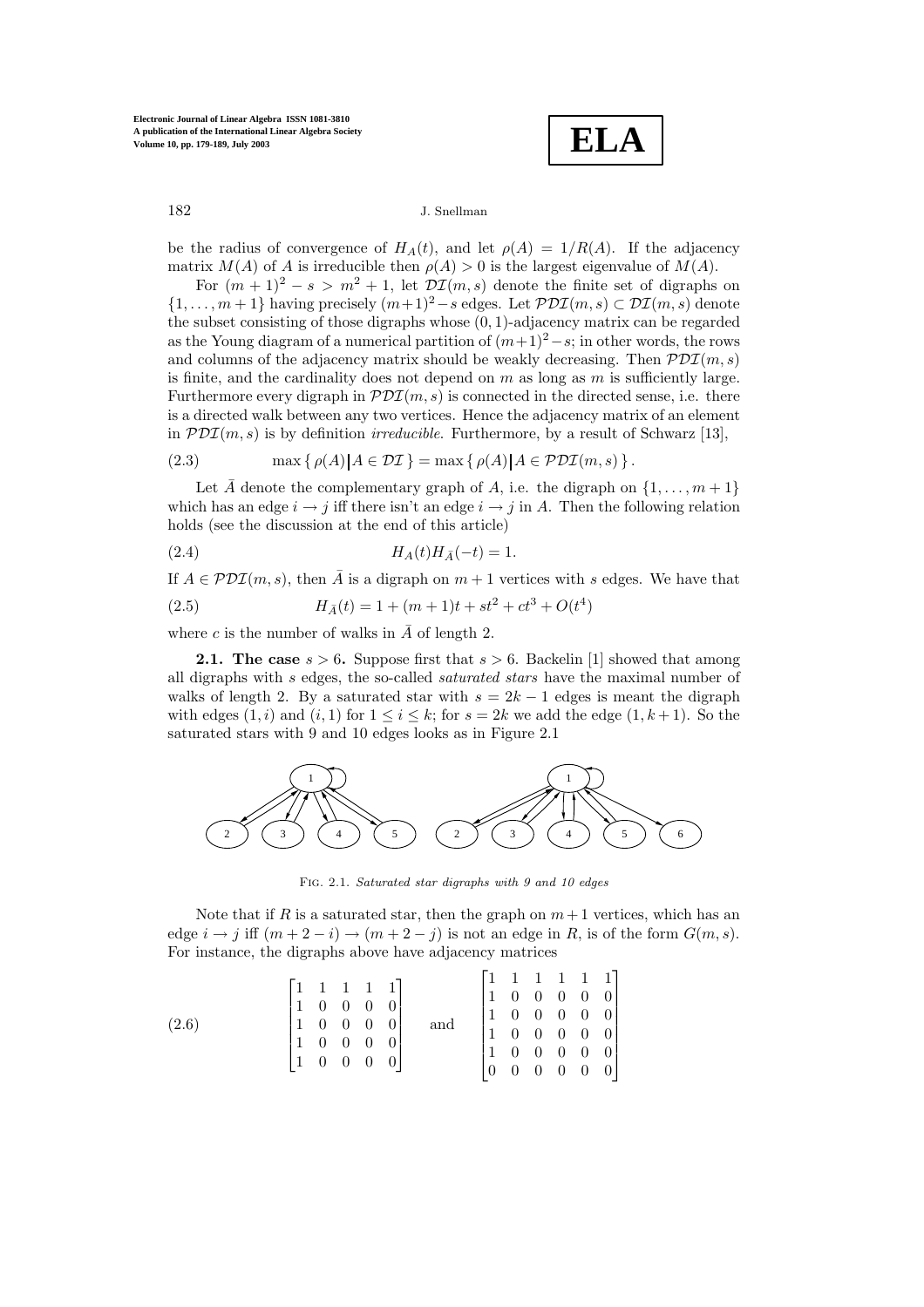be the radius of convergence of $H_A(t)$, and let $\rho(A) = 1/R(A)$. If the adjacency matrix $M(A)$ of $A$ is irreducible then $\rho(A) > 0$ is the largest eigenvalue of $M(A)$.

For $(m+1)^2 - s > m^2 + 1$, let $\mathcal{DI}(m,s)$ denote the finite set of digraphs on $\{1,\ldots,m+1\}$ having precisely $(m+1)^2 - s$ edges. Let $\mathcal{PDI}(m,s) \subset \mathcal{DI}(m,s)$ denote the subset consisting of those digraphs whose $(0,1)$-adjacency matrix can be regarded as the Young diagram of a numerical partition of $(m+1)^2 - s$; in other words, the rows and columns of the adjacency matrix should be weakly decreasing. Then $\mathcal{PDI}(m,s)$ is finite, and the cardinality does not depend on $m$ as long as $m$ is sufficiently large. Furthermore every digraph in $\mathcal{PDI}(m,s)$ is connected in the directed sense, i.e. there is a directed walk between any two vertices. Hence the adjacency matrix of an element in $\mathcal{PDI}(m,s)$ is by definition *irreducible*. Furthermore, by a result of Schwarz [13],

$$\max\{\,\rho(A) \,|\, A \in \mathcal{DI}\,\} = \max\{\,\rho(A) \,|\, A \in \mathcal{PDI}(m,s)\,\}. \tag{2.3}$$

Let $\bar{A}$ denote the complementary graph of $A$, i.e. the digraph on $\{1,\ldots,m+1\}$ which has an edge $i \to j$ iff there isn't an edge $i \to j$ in $A$. Then the following relation holds (see the discussion at the end of this article)

$$H_A(t)H_{\bar{A}}(-t) = 1. \tag{2.4}$$

If $A \in \mathcal{PDI}(m,s)$, then $\bar{A}$ is a digraph on $m+1$ vertices with $s$ edges. We have that

$$H_{\bar{A}}(t) = 1 + (m+1)t + st^2 + ct^3 + O(t^4) \tag{2.5}$$

where $c$ is the number of walks in $\bar{A}$ of length 2.

**2.1. The case $s > 6$.** Suppose first that $s > 6$. Backelin [1] showed that among all digraphs with $s$ edges, the so-called *saturated stars* have the maximal number of walks of length 2. By a saturated star with $s = 2k-1$ edges is meant the digraph with edges $(1,i)$ and $(i,1)$ for $1 \le i \le k$; for $s = 2k$ we add the edge $(1,k+1)$. So the saturated stars with 9 and 10 edges looks as in Figure 2.1

FIG. 2.1. *Saturated star digraphs with 9 and 10 edges*

Note that if $R$ is a saturated star, then the graph on $m+1$ vertices, which has an edge $i \to j$ iff $(m+2-i) \to (m+2-j)$ is not an edge in $R$, is of the form $G(m,s)$. For instance, the digraphs above have adjacency matrices

$$\begin{bmatrix} 1 & 1 & 1 & 1 & 1 \\ 1 & 0 & 0 & 0 & 0 \\ 1 & 0 & 0 & 0 & 0 \\ 1 & 0 & 0 & 0 & 0 \\ 1 & 0 & 0 & 0 & 0 \end{bmatrix} \quad \text{and} \quad \begin{bmatrix} 1 & 1 & 1 & 1 & 1 & 1 \\ 1 & 0 & 0 & 0 & 0 & 0 \\ 1 & 0 & 0 & 0 & 0 & 0 \\ 1 & 0 & 0 & 0 & 0 & 0 \\ 1 & 0 & 0 & 0 & 0 & 0 \\ 0 & 0 & 0 & 0 & 0 & 0 \end{bmatrix} \tag{2.6}$$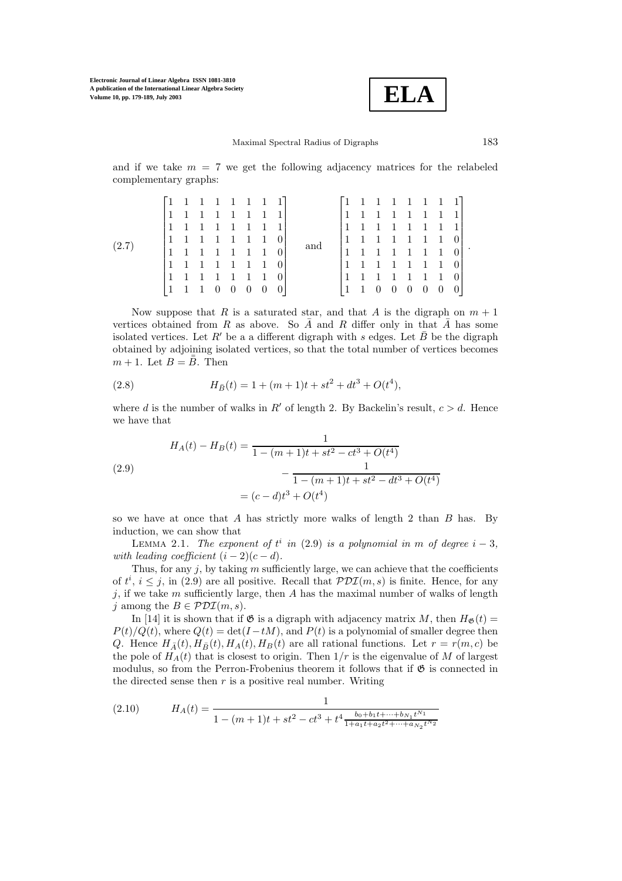and if we take $m = 7$ we get the following adjacency matrices for the relabeled complementary graphs:

$$
\begin{bmatrix}
1&1&1&1&1&1&1&1\\
1&1&1&1&1&1&1&1\\
1&1&1&1&1&1&1&1\\
1&1&1&1&1&1&1&0\\
1&1&1&1&1&1&1&0\\
1&1&1&1&1&1&1&0\\
1&1&1&1&1&1&1&0\\
1&1&1&0&0&0&0&0
\end{bmatrix}
\quad \text{and} \quad
\begin{bmatrix}
1&1&1&1&1&1&1&1\\
1&1&1&1&1&1&1&1\\
1&1&1&1&1&1&1&1\\
1&1&1&1&1&1&1&0\\
1&1&1&1&1&1&1&0\\
1&1&1&1&1&1&1&0\\
1&1&1&1&1&1&1&0\\
1&1&0&0&0&0&0&0
\end{bmatrix}. \tag{2.7}
$$

Now suppose that $R$ is a saturated star, and that $A$ is the digraph on $m+1$ vertices obtained from $R$ as above. So $\bar{A}$ and $R$ differ only in that $\bar{A}$ has some isolated vertices. Let $R'$ be a a different digraph with $s$ edges. Let $\bar{B}$ be the digraph obtained by adjoining isolated vertices, so that the total number of vertices becomes $m+1$. Let $B = \bar{\bar{B}}$. Then

$$
H_{\bar{B}}(t) = 1 + (m+1)t + st^2 + dt^3 + O(t^4), \tag{2.8}
$$

where $d$ is the number of walks in $R'$ of length 2. By Backelin's result, $c > d$. Hence we have that

$$
\begin{aligned}
H_A(t) - H_B(t) &= \frac{1}{1-(m+1)t + st^2 - ct^3 + O(t^4)} \\
&\qquad - \frac{1}{1-(m+1)t + st^2 - dt^3 + O(t^4)} \\
&= (c-d)t^3 + O(t^4)
\end{aligned} \tag{2.9}
$$

so we have at once that $A$ has strictly more walks of length 2 than $B$ has. By induction, we can show that

Lemma 2.1. *The exponent of $t^i$ in (2.9) is a polynomial in $m$ of degree $i-3$, with leading coefficient $(i-2)(c-d)$.*

Thus, for any $j$, by taking $m$ sufficiently large, we can achieve that the coefficients of $t^i$, $i \le j$, in (2.9) are all positive. Recall that $\mathcal{PDI}(m,s)$ is finite. Hence, for any $j$, if we take $m$ sufficiently large, then $A$ has the maximal number of walks of length $j$ among the $B \in \mathcal{PDI}(m,s)$.

In [14] it is shown that if $\mathfrak{G}$ is a digraph with adjacency matrix $M$, then $H_{\mathfrak{G}}(t) = P(t)/Q(t)$, where $Q(t) = \det(I - tM)$, and $P(t)$ is a polynomial of smaller degree then $Q$. Hence $H_{\bar{A}}(t), H_{\bar{B}}(t), H_A(t), H_B(t)$ are all rational functions. Let $r = r(m,c)$ be the pole of $H_A(t)$ that is closest to origin. Then $1/r$ is the eigenvalue of $M$ of largest modulus, so from the Perron-Frobenius theorem it follows that if $\mathfrak{G}$ is connected in the directed sense then $r$ is a positive real number. Writing

$$
H_A(t) = \frac{1}{1-(m+1)t + st^2 - ct^3 + t^4 \frac{b_0 + b_1 t + \cdots + b_{N_1} t^{N_1}}{1 + a_1 t + a_2 t^2 + \cdots + a_{N_2} t^{N_2}}} \tag{2.10}
$$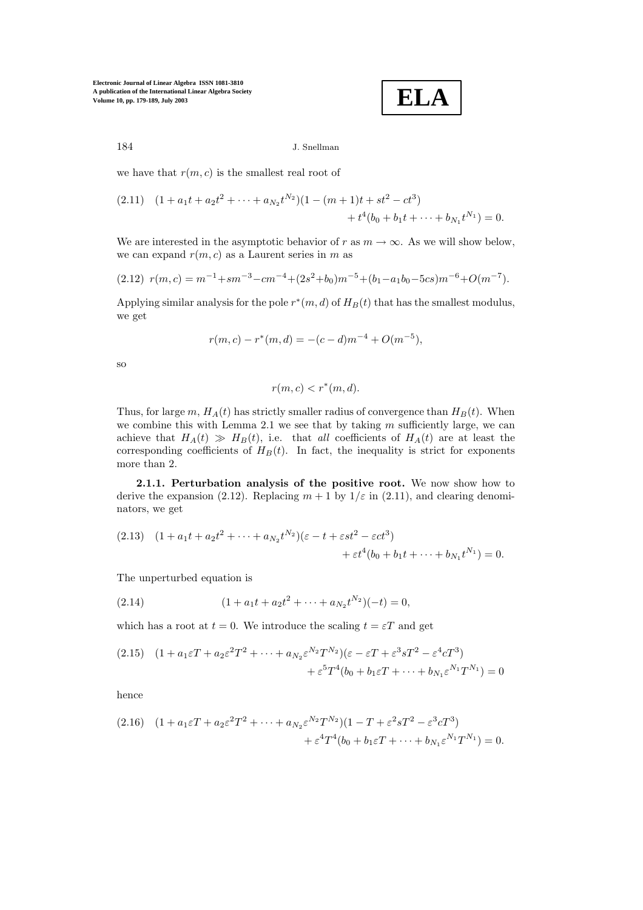we have that $r(m, c)$ is the smallest real root of

$$(2.11) \quad (1 + a_1 t + a_2 t^2 + \cdots + a_{N_2} t^{N_2})(1 - (m+1)t + st^2 - ct^3) + t^4(b_0 + b_1 t + \cdots + b_{N_1} t^{N_1}) = 0.$$

We are interested in the asymptotic behavior of $r$ as $m \to \infty$. As we will show below, we can expand $r(m, c)$ as a Laurent series in $m$ as

$$(2.12) \quad r(m,c) = m^{-1} + sm^{-3} - cm^{-4} + (2s^2 + b_0)m^{-5} + (b_1 - a_1 b_0 - 5cs)m^{-6} + O(m^{-7}).$$

Applying similar analysis for the pole $r^*(m, d)$ of $H_B(t)$ that has the smallest modulus, we get

$$r(m,c) - r^*(m,d) = -(c-d)m^{-4} + O(m^{-5}),$$

so

$$r(m,c) < r^*(m,d).$$

Thus, for large $m$, $H_A(t)$ has strictly smaller radius of convergence than $H_B(t)$. When we combine this with Lemma 2.1 we see that by taking $m$ sufficiently large, we can achieve that $H_A(t) \gg H_B(t)$, i.e. that *all* coefficients of $H_A(t)$ are at least the corresponding coefficients of $H_B(t)$. In fact, the inequality is strict for exponents more than 2.

**2.1.1. Perturbation analysis of the positive root.** We now show how to derive the expansion (2.12). Replacing $m + 1$ by $1/\varepsilon$ in (2.11), and clearing denominators, we get

$$(2.13) \quad (1 + a_1 t + a_2 t^2 + \cdots + a_{N_2} t^{N_2})(\varepsilon - t + \varepsilon st^2 - \varepsilon ct^3) + \varepsilon t^4(b_0 + b_1 t + \cdots + b_{N_1} t^{N_1}) = 0.$$

The unperturbed equation is

$$(2.14) \quad (1 + a_1 t + a_2 t^2 + \cdots + a_{N_2} t^{N_2})(-t) = 0,$$

which has a root at $t = 0$. We introduce the scaling $t = \varepsilon T$ and get

$$(2.15) \quad (1 + a_1 \varepsilon T + a_2 \varepsilon^2 T^2 + \cdots + a_{N_2} \varepsilon^{N_2} T^{N_2})(\varepsilon - \varepsilon T + \varepsilon^3 sT^2 - \varepsilon^4 cT^3) + \varepsilon^5 T^4(b_0 + b_1 \varepsilon T + \cdots + b_{N_1} \varepsilon^{N_1} T^{N_1}) = 0$$

hence

$$(2.16) \quad (1 + a_1 \varepsilon T + a_2 \varepsilon^2 T^2 + \cdots + a_{N_2} \varepsilon^{N_2} T^{N_2})(1 - T + \varepsilon^2 sT^2 - \varepsilon^3 cT^3) + \varepsilon^4 T^4(b_0 + b_1 \varepsilon T + \cdots + b_{N_1} \varepsilon^{N_1} T^{N_1}) = 0.$$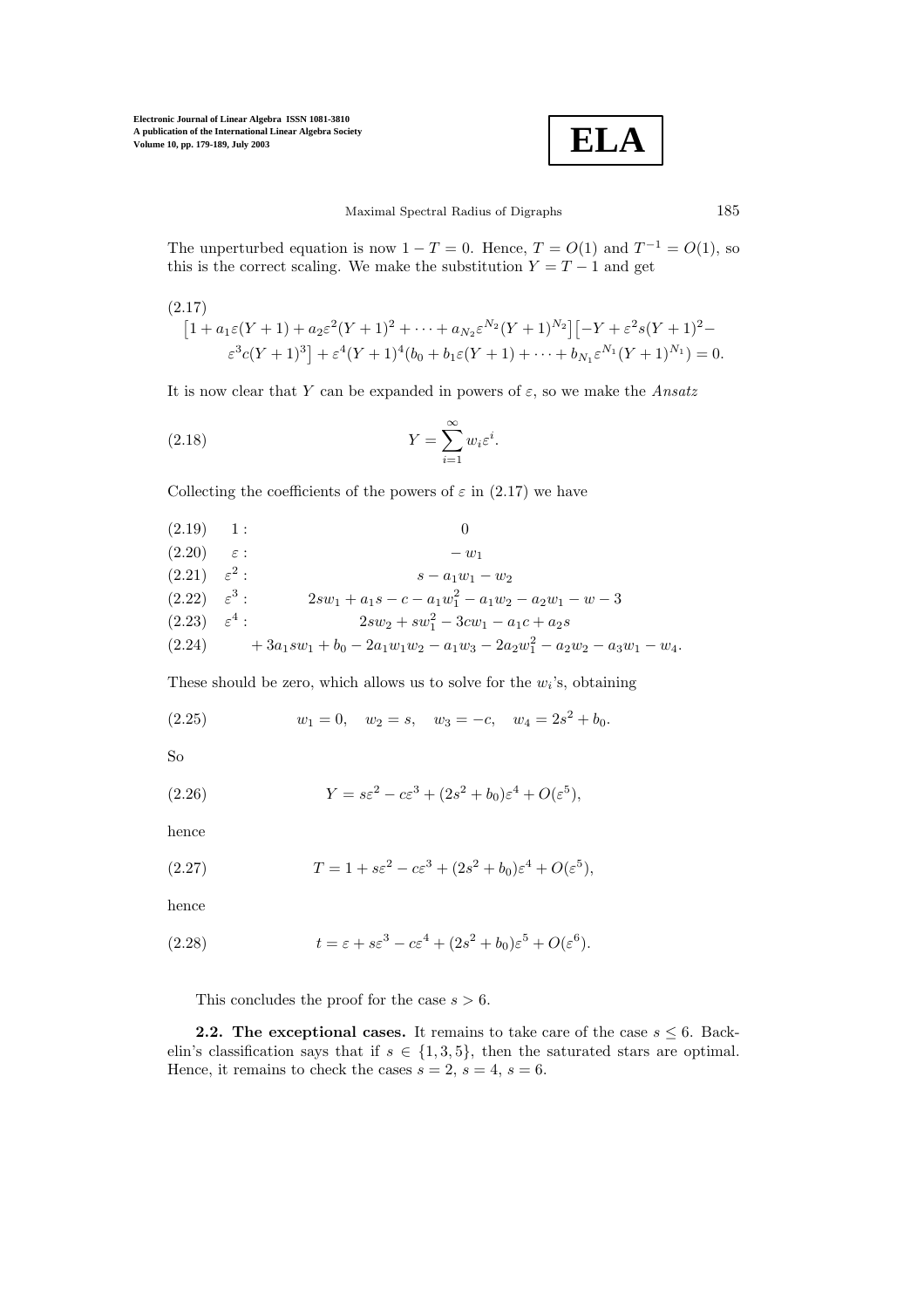The unperturbed equation is now $1 - T = 0$. Hence, $T = O(1)$ and $T^{-1} = O(1)$, so this is the correct scaling. We make the substitution $Y = T - 1$ and get

(2.17)
$$\left[1 + a_1\varepsilon(Y+1) + a_2\varepsilon^2(Y+1)^2 + \cdots + a_{N_2}\varepsilon^{N_2}(Y+1)^{N_2}\right]\left[-Y + \varepsilon^2 s(Y+1)^2 - \varepsilon^3 c(Y+1)^3\right] + \varepsilon^4(Y+1)^4(b_0 + b_1\varepsilon(Y+1) + \cdots + b_{N_1}\varepsilon^{N_1}(Y+1)^{N_1}) = 0.$$

It is now clear that $Y$ can be expanded in powers of $\varepsilon$, so we make the *Ansatz*

$$Y = \sum_{i=1}^{\infty} w_i \varepsilon^i. \tag{2.18}$$

Collecting the coefficients of the powers of $\varepsilon$ in (2.17) we have

$$
\begin{aligned}
&(2.19)\quad 1: && 0\\
&(2.20)\quad \varepsilon: && -w_1\\
&(2.21)\quad \varepsilon^2: && s - a_1w_1 - w_2\\
&(2.22)\quad \varepsilon^3: && 2sw_1 + a_1s - c - a_1w_1^2 - a_1w_2 - a_2w_1 - w - 3\\
&(2.23)\quad \varepsilon^4: && 2sw_2 + sw_1^2 - 3cw_1 - a_1c + a_2s\\
&(2.24) && + 3a_1sw_1 + b_0 - 2a_1w_1w_2 - a_1w_3 - 2a_2w_1^2 - a_2w_2 - a_3w_1 - w_4.
\end{aligned}
$$

These should be zero, which allows us to solve for the $w_i$'s, obtaining

$$w_1 = 0, \quad w_2 = s, \quad w_3 = -c, \quad w_4 = 2s^2 + b_0. \tag{2.25}$$

So

$$Y = s\varepsilon^2 - c\varepsilon^3 + (2s^2 + b_0)\varepsilon^4 + O(\varepsilon^5), \tag{2.26}$$

hence

$$T = 1 + s\varepsilon^2 - c\varepsilon^3 + (2s^2 + b_0)\varepsilon^4 + O(\varepsilon^5), \tag{2.27}$$

hence

$$t = \varepsilon + s\varepsilon^3 - c\varepsilon^4 + (2s^2 + b_0)\varepsilon^5 + O(\varepsilon^6). \tag{2.28}$$

This concludes the proof for the case $s > 6$.

**2.2. The exceptional cases.** It remains to take care of the case $s \le 6$. Backelin's classification says that if $s \in \{1, 3, 5\}$, then the saturated stars are optimal. Hence, it remains to check the cases $s = 2$, $s = 4$, $s = 6$.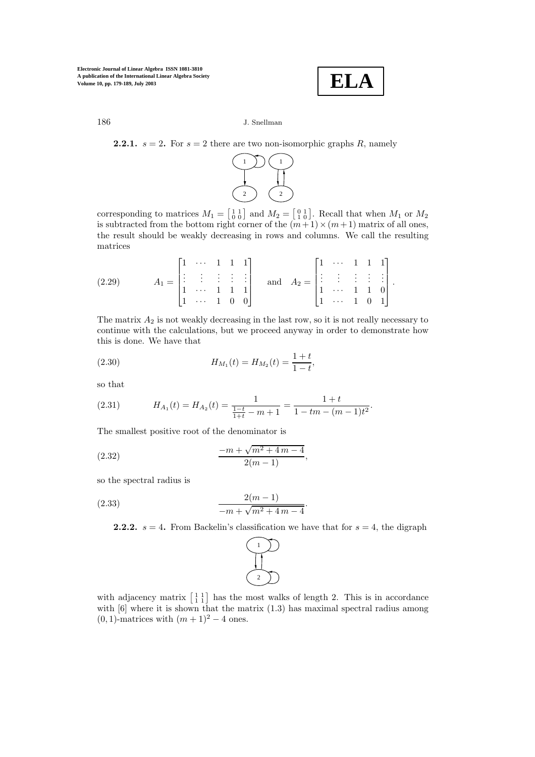**2.2.1.** $s = 2$**.** For $s = 2$ there are two non-isomorphic graphs $R$, namely

corresponding to matrices $M_1 = \left[\begin{smallmatrix} 1 & 1 \\ 0 & 0 \end{smallmatrix}\right]$ and $M_2 = \left[\begin{smallmatrix} 0 & 1 \\ 1 & 0 \end{smallmatrix}\right]$. Recall that when $M_1$ or $M_2$ is subtracted from the bottom right corner of the $(m+1) \times (m+1)$ matrix of all ones, the result should be weakly decreasing in rows and columns. We call the resulting matrices

$$A_1 = \begin{bmatrix} 1 & \cdots & 1 & 1 & 1 \\ \vdots & \vdots & \vdots & \vdots & \vdots \\ 1 & \cdots & 1 & 1 & 1 \\ 1 & \cdots & 1 & 0 & 0 \end{bmatrix} \quad \text{and} \quad A_2 = \begin{bmatrix} 1 & \cdots & 1 & 1 & 1 \\ \vdots & \vdots & \vdots & \vdots & \vdots \\ 1 & \cdots & 1 & 1 & 0 \\ 1 & \cdots & 1 & 0 & 1 \end{bmatrix}. \tag{2.29}$$

The matrix $A_2$ is not weakly decreasing in the last row, so it is not really necessary to continue with the calculations, but we proceed anyway in order to demonstrate how this is done. We have that

$$H_{M_1}(t) = H_{M_2}(t) = \frac{1+t}{1-t}, \tag{2.30}$$

so that

$$H_{A_1}(t) = H_{A_2}(t) = \frac{1}{\frac{1-t}{1+t} - m + 1} = \frac{1+t}{1 - tm - (m-1)t^2}. \tag{2.31}$$

The smallest positive root of the denominator is

$$\frac{-m + \sqrt{m^2 + 4m - 4}}{2(m-1)}, \tag{2.32}$$

so the spectral radius is

$$\frac{2(m-1)}{-m + \sqrt{m^2 + 4m - 4}}. \tag{2.33}$$

**2.2.2.** $s = 4$**.** From Backelin's classification we have that for $s = 4$, the digraph

with adjacency matrix $\left[\begin{smallmatrix} 1 & 1 \\ 1 & 1 \end{smallmatrix}\right]$ has the most walks of length 2. This is in accordance with [6] where it is shown that the matrix (1.3) has maximal spectral radius among $(0,1)$-matrices with $(m+1)^2 - 4$ ones.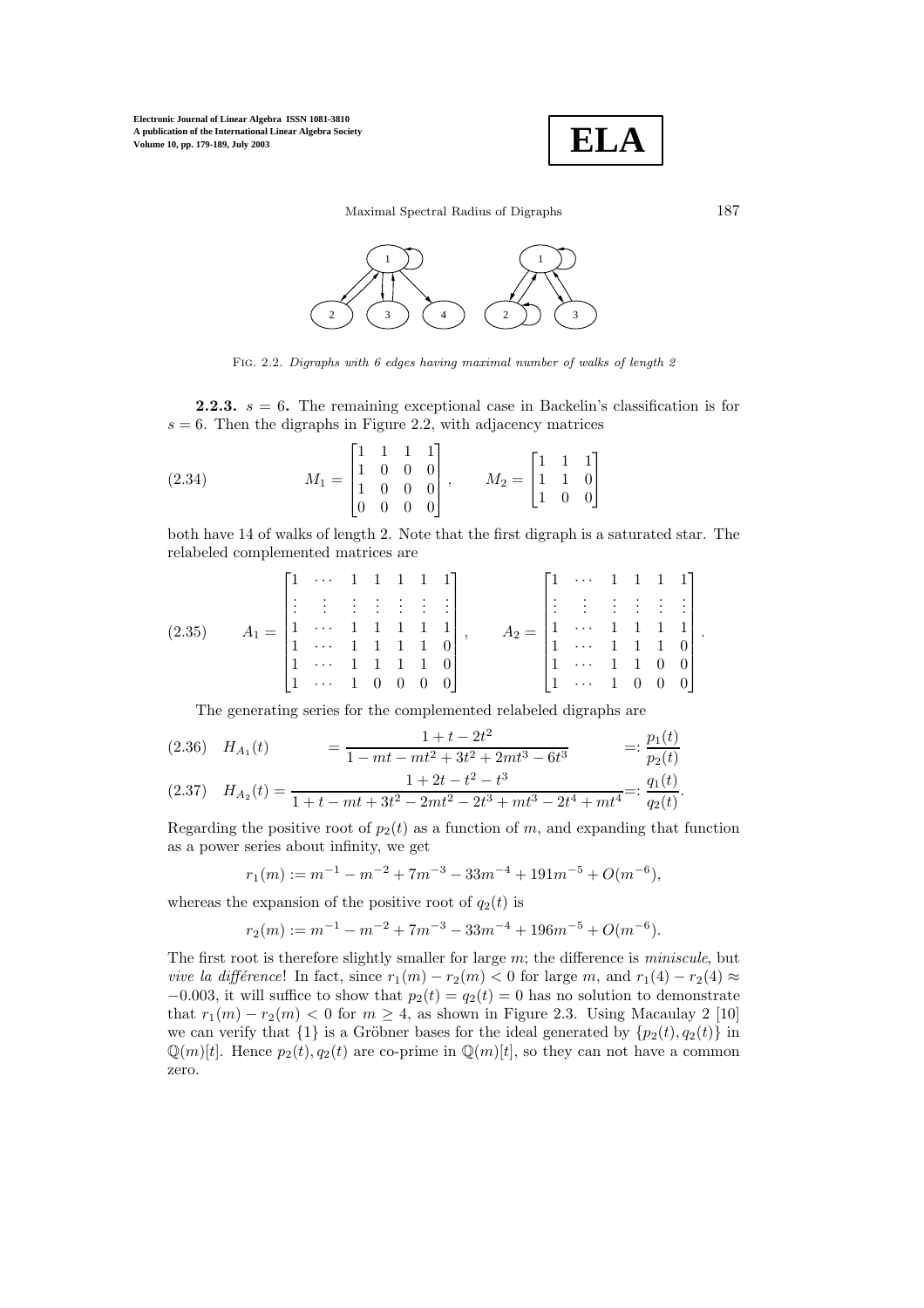Fig. 2.2. *Digraphs with 6 edges having maximal number of walks of length 2*

**2.2.3.** $s = 6$**.** The remaining exceptional case in Backelin's classification is for $s = 6$. Then the digraphs in Figure 2.2, with adjacency matrices

$$M_1 = \begin{bmatrix} 1 & 1 & 1 & 1 \\ 1 & 0 & 0 & 0 \\ 1 & 0 & 0 & 0 \\ 0 & 0 & 0 & 0 \end{bmatrix}, \qquad M_2 = \begin{bmatrix} 1 & 1 & 1 \\ 1 & 1 & 0 \\ 1 & 0 & 0 \end{bmatrix} \tag{2.34}$$

both have 14 of walks of length 2. Note that the first digraph is a saturated star. The relabeled complemented matrices are

$$A_1 = \begin{bmatrix} 1 & \cdots & 1 & 1 & 1 & 1 & 1 \\ \vdots & \vdots & \vdots & \vdots & \vdots & \vdots & \vdots \\ 1 & \cdots & 1 & 1 & 1 & 1 & 1 \\ 1 & \cdots & 1 & 1 & 1 & 1 & 0 \\ 1 & \cdots & 1 & 1 & 1 & 1 & 0 \\ 1 & \cdots & 1 & 0 & 0 & 0 & 0 \end{bmatrix}, \qquad A_2 = \begin{bmatrix} 1 & \cdots & 1 & 1 & 1 & 1 \\ \vdots & \vdots & \vdots & \vdots & \vdots & \vdots \\ 1 & \cdots & 1 & 1 & 1 & 1 \\ 1 & \cdots & 1 & 1 & 1 & 0 \\ 1 & \cdots & 1 & 1 & 0 & 0 \\ 1 & \cdots & 1 & 0 & 0 & 0 \end{bmatrix}. \tag{2.35}$$

The generating series for the complemented relabeled digraphs are

$$H_{A_1}(t) = \frac{1 + t - 2t^2}{1 - mt - mt^2 + 3t^2 + 2mt^3 - 6t^3} =: \frac{p_1(t)}{p_2(t)} \tag{2.36}$$

$$H_{A_2}(t) = \frac{1 + 2t - t^2 - t^3}{1 + t - mt + 3t^2 - 2mt^2 - 2t^3 + mt^3 - 2t^4 + mt^4} =: \frac{q_1(t)}{q_2(t)}. \tag{2.37}$$

Regarding the positive root of $p_2(t)$ as a function of $m$, and expanding that function as a power series about infinity, we get

$$r_1(m) := m^{-1} - m^{-2} + 7m^{-3} - 33m^{-4} + 191m^{-5} + O(m^{-6}),$$

whereas the expansion of the positive root of $q_2(t)$ is

$$r_2(m) := m^{-1} - m^{-2} + 7m^{-3} - 33m^{-4} + 196m^{-5} + O(m^{-6}).$$

The first root is therefore slightly smaller for large $m$; the difference is *miniscule*, but *vive la différence*! In fact, since $r_1(m) - r_2(m) < 0$ for large $m$, and $r_1(4) - r_2(4) \approx -0.003$, it will suffice to show that $p_2(t) = q_2(t) = 0$ has no solution to demonstrate that $r_1(m) - r_2(m) < 0$ for $m \geq 4$, as shown in Figure 2.3. Using Macaulay 2 [10] we can verify that $\{1\}$ is a Gröbner bases for the ideal generated by $\{p_2(t), q_2(t)\}$ in $\mathbb{Q}(m)[t]$. Hence $p_2(t), q_2(t)$ are co-prime in $\mathbb{Q}(m)[t]$, so they can not have a common zero.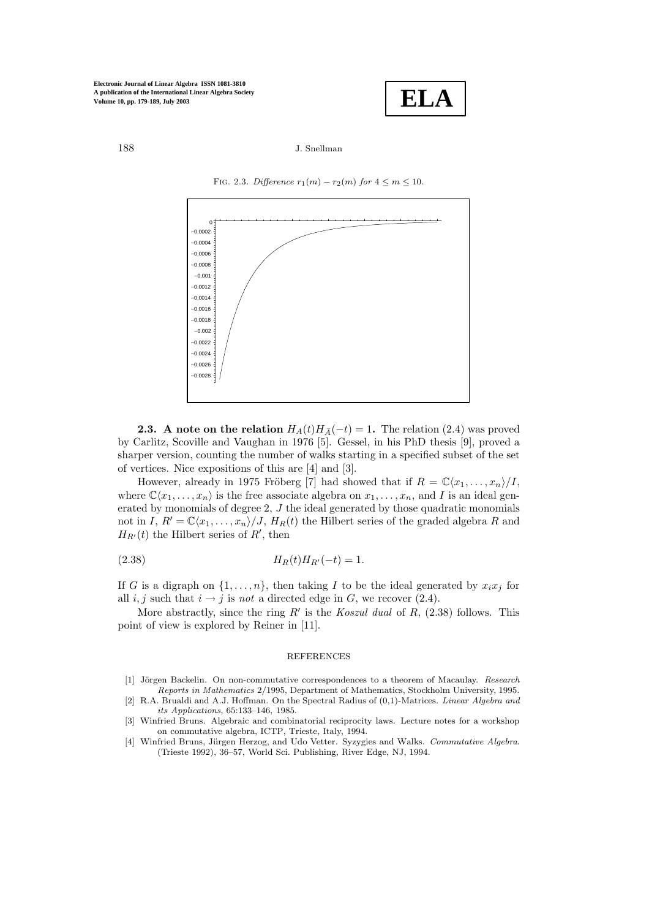FIG. 2.3. *Difference $r_1(m) - r_2(m)$ for $4 \leq m \leq 10$.*

**2.3. A note on the relation $H_A(t)H_{\bar{A}}(-t) = 1$.** The relation (2.4) was proved by Carlitz, Scoville and Vaughan in 1976 [5]. Gessel, in his PhD thesis [9], proved a sharper version, counting the number of walks starting in a specified subset of the set of vertices. Nice expositions of this are [4] and [3].

However, already in 1975 Fröberg [7] had showed that if $R = \mathbb{C}\langle x_1, \ldots, x_n \rangle / I$, where $\mathbb{C}\langle x_1, \ldots, x_n \rangle$ is the free associate algebra on $x_1, \ldots, x_n$, and $I$ is an ideal generated by monomials of degree 2, $J$ the ideal generated by those quadratic monomials not in $I$, $R' = \mathbb{C}\langle x_1, \ldots, x_n \rangle / J$, $H_R(t)$ the Hilbert series of the graded algebra $R$ and $H_{R'}(t)$ the Hilbert series of $R'$, then

$$H_R(t)H_{R'}(-t) = 1. \tag{2.38}$$

If $G$ is a digraph on $\{1, \ldots, n\}$, then taking $I$ to be the ideal generated by $x_i x_j$ for all $i, j$ such that $i \to j$ is *not* a directed edge in $G$, we recover (2.4).

More abstractly, since the ring $R'$ is the *Koszul dual* of $R$, (2.38) follows. This point of view is explored by Reiner in [11].

## REFERENCES

[1] Jörgen Backelin. On non-commutative correspondences to a theorem of Macaulay. *Research Reports in Mathematics* 2/1995, Department of Mathematics, Stockholm University, 1995.

[2] R.A. Brualdi and A.J. Hoffman. On the Spectral Radius of (0,1)-Matrices. *Linear Algebra and its Applications*, 65:133–146, 1985.

[3] Winfried Bruns. Algebraic and combinatorial reciprocity laws. Lecture notes for a workshop on commutative algebra, ICTP, Trieste, Italy, 1994.

[4] Winfried Bruns, Jürgen Herzog, and Udo Vetter. Syzygies and Walks. *Commutative Algebra*. (Trieste 1992), 36–57, World Sci. Publishing, River Edge, NJ, 1994.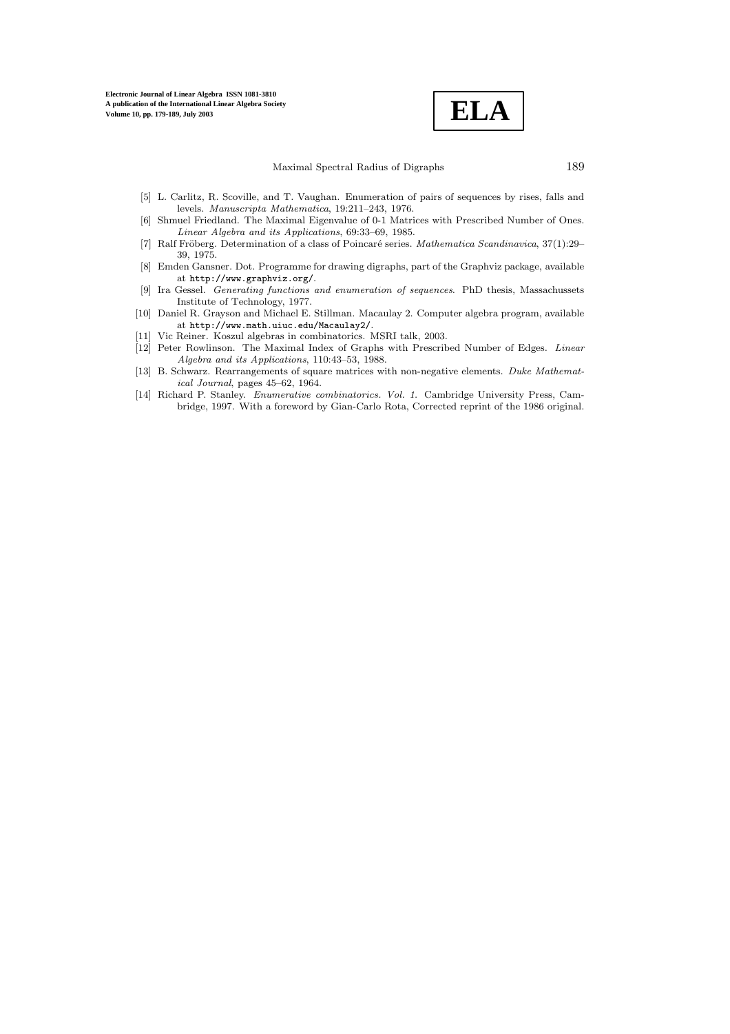[5] L. Carlitz, R. Scoville, and T. Vaughan. Enumeration of pairs of sequences by rises, falls and levels. *Manuscripta Mathematica*, 19:211–243, 1976.

[6] Shmuel Friedland. The Maximal Eigenvalue of 0-1 Matrices with Prescribed Number of Ones. *Linear Algebra and its Applications*, 69:33–69, 1985.

[7] Ralf Fröberg. Determination of a class of Poincaré series. *Mathematica Scandinavica*, 37(1):29–39, 1975.

[8] Emden Gansner. Dot. Programme for drawing digraphs, part of the Graphviz package, available at `http://www.graphviz.org/`.

[9] Ira Gessel. *Generating functions and enumeration of sequences*. PhD thesis, Massachussets Institute of Technology, 1977.

[10] Daniel R. Grayson and Michael E. Stillman. Macaulay 2. Computer algebra program, available at `http://www.math.uiuc.edu/Macaulay2/`.

[11] Vic Reiner. Koszul algebras in combinatorics. MSRI talk, 2003.

[12] Peter Rowlinson. The Maximal Index of Graphs with Prescribed Number of Edges. *Linear Algebra and its Applications*, 110:43–53, 1988.

[13] B. Schwarz. Rearrangements of square matrices with non-negative elements. *Duke Mathematical Journal*, pages 45–62, 1964.

[14] Richard P. Stanley. *Enumerative combinatorics. Vol. 1.* Cambridge University Press, Cambridge, 1997. With a foreword by Gian-Carlo Rota, Corrected reprint of the 1986 original.